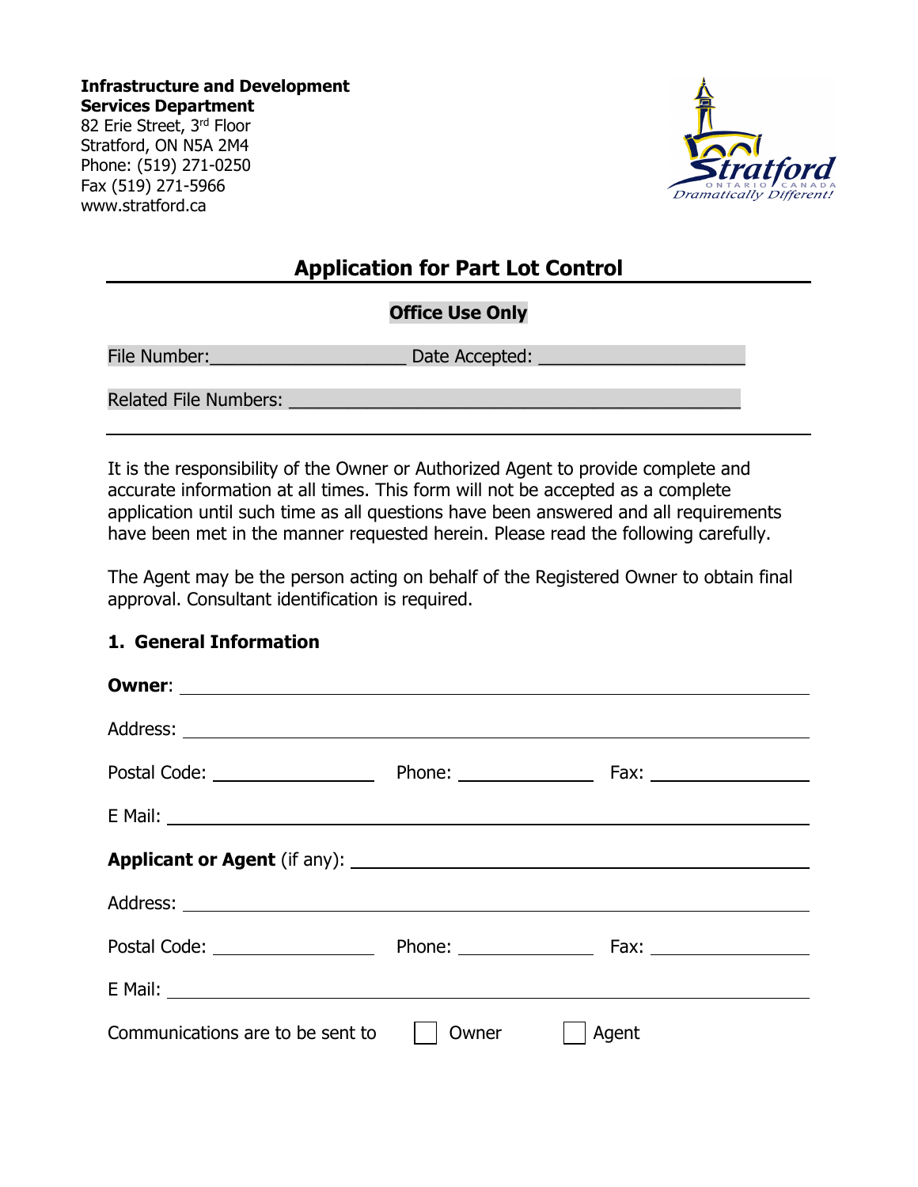**Infrastructure and Development Services Department**
82 Erie Street, 3rd Floor
Stratford, ON N5A 2M4
Phone: (519) 271-0250
Fax (519) 271-5966
www.stratford.ca

# Application for Part Lot Control

**Office Use Only**

File Number:\_\_\_\_\_\_\_\_\_\_\_\_\_\_\_\_\_\_\_\_ Date Accepted: \_\_\_\_\_\_\_\_\_\_\_\_\_\_\_\_\_\_\_\_\_

Related File Numbers: \_\_\_\_\_\_\_\_\_\_\_\_\_\_\_\_\_\_\_\_\_\_\_\_\_\_\_\_\_\_\_\_\_\_\_\_\_\_\_\_\_\_\_\_\_\_

It is the responsibility of the Owner or Authorized Agent to provide complete and accurate information at all times. This form will not be accepted as a complete application until such time as all questions have been answered and all requirements have been met in the manner requested herein. Please read the following carefully.

The Agent may be the person acting on behalf of the Registered Owner to obtain final approval. Consultant identification is required.

## 1. General Information

**Owner**: \_\_\_\_\_\_\_\_\_\_\_\_\_\_\_\_\_\_\_\_\_\_\_\_\_\_\_\_\_\_\_\_\_\_\_\_\_\_\_\_\_\_\_\_\_\_\_\_\_\_\_\_\_\_\_\_\_

Address: \_\_\_\_\_\_\_\_\_\_\_\_\_\_\_\_\_\_\_\_\_\_\_\_\_\_\_\_\_\_\_\_\_\_\_\_\_\_\_\_\_\_\_\_\_\_\_\_\_\_\_\_\_\_\_\_

Postal Code: \_\_\_\_\_\_\_\_\_\_\_\_\_\_\_\_\_ Phone: \_\_\_\_\_\_\_\_\_\_\_\_\_\_ Fax: \_\_\_\_\_\_\_\_\_\_\_\_\_\_\_\_\_

E Mail: \_\_\_\_\_\_\_\_\_\_\_\_\_\_\_\_\_\_\_\_\_\_\_\_\_\_\_\_\_\_\_\_\_\_\_\_\_\_\_\_\_\_\_\_\_\_\_\_\_\_\_\_\_\_\_\_\_\_

**Applicant or Agent** (if any): \_\_\_\_\_\_\_\_\_\_\_\_\_\_\_\_\_\_\_\_\_\_\_\_\_\_\_\_\_\_\_\_\_\_\_\_\_\_\_\_\_\_\_

Address: \_\_\_\_\_\_\_\_\_\_\_\_\_\_\_\_\_\_\_\_\_\_\_\_\_\_\_\_\_\_\_\_\_\_\_\_\_\_\_\_\_\_\_\_\_\_\_\_\_\_\_\_\_\_\_\_

Postal Code: \_\_\_\_\_\_\_\_\_\_\_\_\_\_\_\_\_ Phone: \_\_\_\_\_\_\_\_\_\_\_\_\_\_ Fax: \_\_\_\_\_\_\_\_\_\_\_\_\_\_\_\_\_

E Mail: \_\_\_\_\_\_\_\_\_\_\_\_\_\_\_\_\_\_\_\_\_\_\_\_\_\_\_\_\_\_\_\_\_\_\_\_\_\_\_\_\_\_\_\_\_\_\_\_\_\_\_\_\_\_\_\_\_\_

Communications are to be sent to ☐ Owner ☐ Agent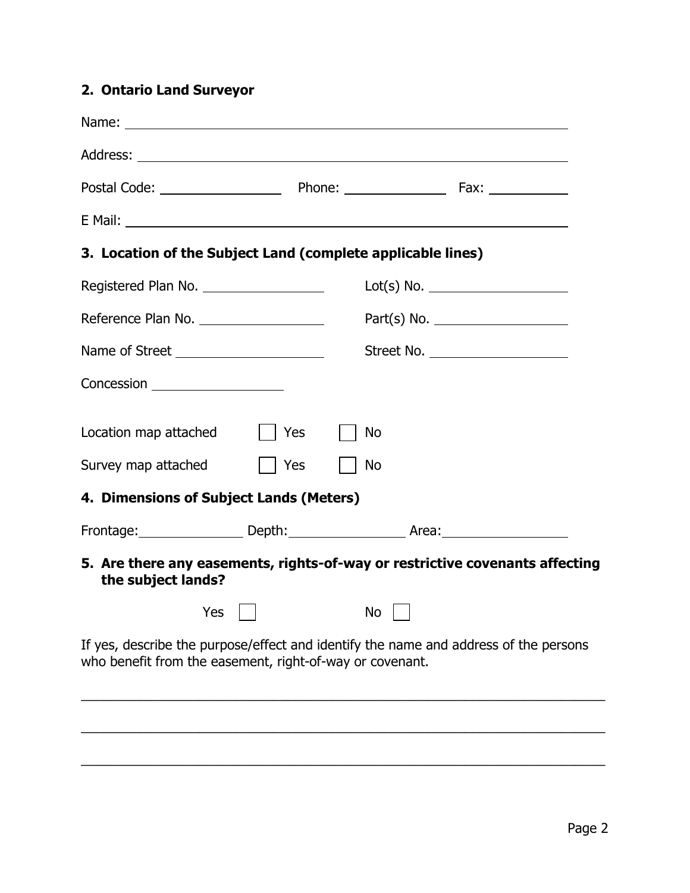## 2. Ontario Land Surveyor

Name: ______________________________________________

Address: ______________________________________________

Postal Code: ______________ Phone: ____________ Fax: __________

E Mail: ______________________________________________

## 3. Location of the Subject Land (complete applicable lines)

Registered Plan No. ______________ Lot(s) No. ________________

Reference Plan No. ______________ Part(s) No. ________________

Name of Street ________________ Street No. ________________

Concession ______________

Location map attached ☐ Yes ☐ No

Survey map attached ☐ Yes ☐ No

## 4. Dimensions of Subject Lands (Meters)

Frontage:____________ Depth:____________ Area:______________

## 5. Are there any easements, rights-of-way or restrictive covenants affecting the subject lands?

Yes ☐ No ☐

If yes, describe the purpose/effect and identify the name and address of the persons who benefit from the easement, right-of-way or covenant.

______________________________________________________________________

______________________________________________________________________

______________________________________________________________________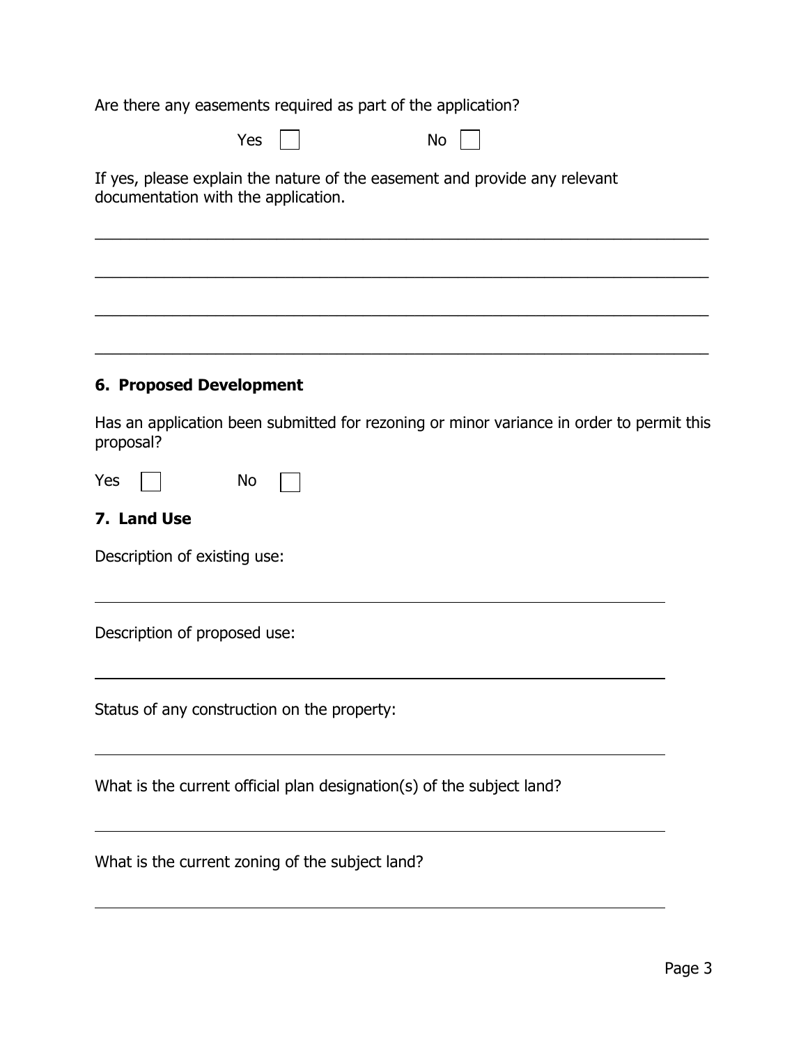Are there any easements required as part of the application?

Yes ☐ No ☐

If yes, please explain the nature of the easement and provide any relevant documentation with the application.

______________________________________________________________________

______________________________________________________________________

______________________________________________________________________

______________________________________________________________________

**6. Proposed Development**

Has an application been submitted for rezoning or minor variance in order to permit this proposal?

Yes ☐ No ☐

**7. Land Use**

Description of existing use:

______________________________________________________________________

Description of proposed use:

______________________________________________________________________

Status of any construction on the property:

______________________________________________________________________

What is the current official plan designation(s) of the subject land?

______________________________________________________________________

What is the current zoning of the subject land?

______________________________________________________________________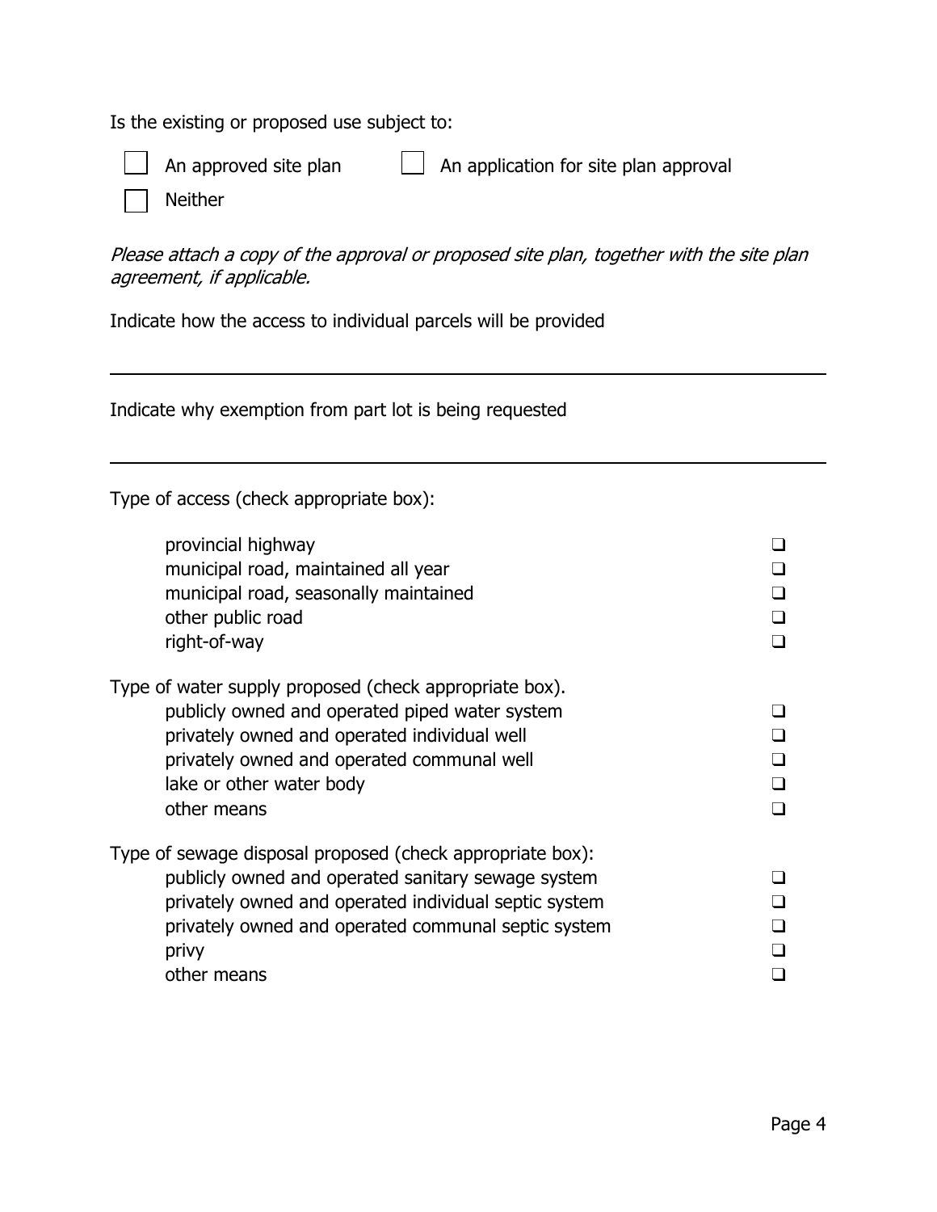Is the existing or proposed use subject to:

☐ An approved site plan ☐ An application for site plan approval

☐ Neither

*Please attach a copy of the approval or proposed site plan, together with the site plan agreement, if applicable.*

Indicate how the access to individual parcels will be provided

______________________________________________________________________

Indicate why exemption from part lot is being requested

______________________________________________________________________

Type of access (check appropriate box):

| | |
|---|---|
| provincial highway | ❑ |
| municipal road, maintained all year | ❑ |
| municipal road, seasonally maintained | ❑ |
| other public road | ❑ |
| right-of-way | ❑ |

Type of water supply proposed (check appropriate box).

| | |
|---|---|
| publicly owned and operated piped water system | ❑ |
| privately owned and operated individual well | ❑ |
| privately owned and operated communal well | ❑ |
| lake or other water body | ❑ |
| other means | ❑ |

Type of sewage disposal proposed (check appropriate box):

| | |
|---|---|
| publicly owned and operated sanitary sewage system | ❑ |
| privately owned and operated individual septic system | ❑ |
| privately owned and operated communal septic system | ❑ |
| privy | ❑ |
| other means | ❑ |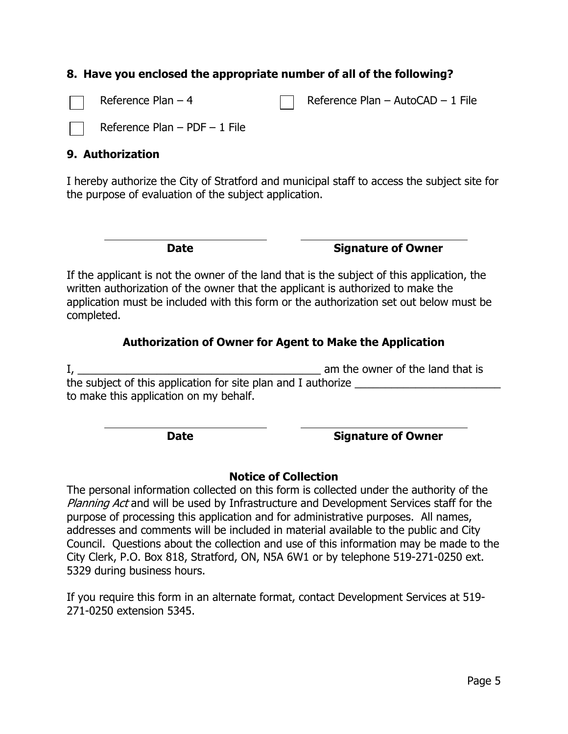**8. Have you enclosed the appropriate number of all of the following?**

- [ ] Reference Plan – 4
- [ ] Reference Plan – AutoCAD – 1 File
- [ ] Reference Plan – PDF – 1 File

**9. Authorization**

I hereby authorize the City of Stratford and municipal staff to access the subject site for the purpose of evaluation of the subject application.

| | |
|---|---|
| ______________________________ | ______________________________ |
| **Date** | **Signature of Owner** |

If the applicant is not the owner of the land that is the subject of this application, the written authorization of the owner that the applicant is authorized to make the application must be included with this form or the authorization set out below must be completed.

**Authorization of Owner for Agent to Make the Application**

I, ________________________________________ am the owner of the land that is the subject of this application for site plan and I authorize ________________________ to make this application on my behalf.

| | |
|---|---|
| ______________________________ | ______________________________ |
| **Date** | **Signature of Owner** |

**Notice of Collection**

The personal information collected on this form is collected under the authority of the *Planning Act* and will be used by Infrastructure and Development Services staff for the purpose of processing this application and for administrative purposes. All names, addresses and comments will be included in material available to the public and City Council. Questions about the collection and use of this information may be made to the City Clerk, P.O. Box 818, Stratford, ON, N5A 6W1 or by telephone 519-271-0250 ext. 5329 during business hours.

If you require this form in an alternate format, contact Development Services at 519-271-0250 extension 5345.